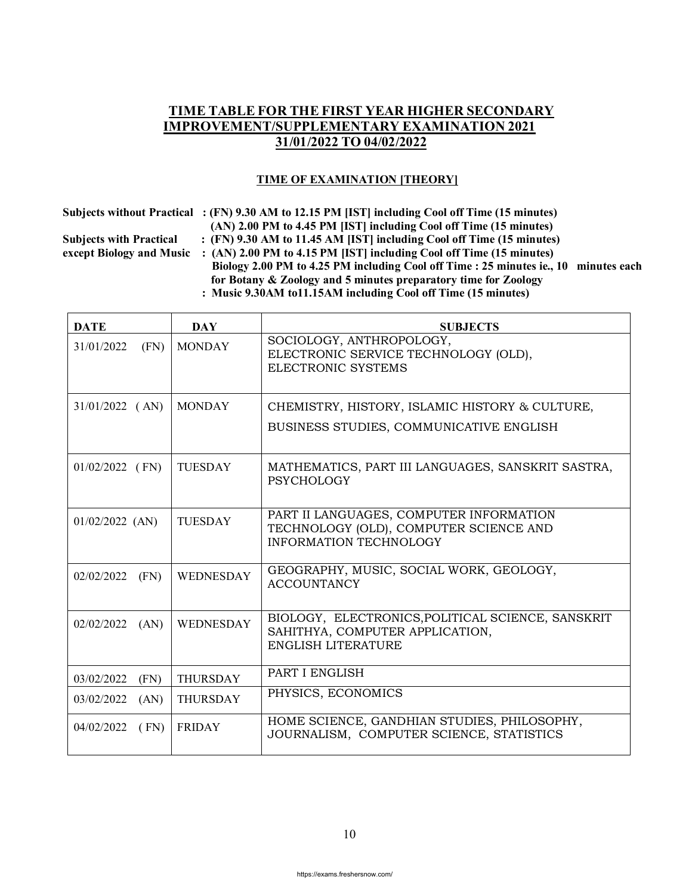## TIME TABLE FOR THE FIRST YEAR HIGHER SECONDARY IMPROVEMENT/SUPPLEMENTARY EXAMINATION 2021 31/01/2022 TO 04/02/2022

### TIME OF EXAMINATION [THEORY]

**Subjects without Practical : (FN) 9.30 AM to 12.15 PM [IST] including Cool off Time (15 minutes)**
**(AN) 2.00 PM to 4.45 PM [IST] including Cool off Time (15 minutes)**
**Subjects with Practical : (FN) 9.30 AM to 11.45 AM [IST] including Cool off Time (15 minutes)**
**except Biology and Music : (AN) 2.00 PM to 4.15 PM [IST] including Cool off Time (15 minutes)**
**Biology 2.00 PM to 4.25 PM including Cool off Time : 25 minutes ie., 10 minutes each for Botany & Zoology and 5 minutes preparatory time for Zoology**
**: Music 9.30AM to11.15AM including Cool off Time (15 minutes)**

| DATE | DAY | SUBJECTS |
|---|---|---|
| 31/01/2022 (FN) | MONDAY | SOCIOLOGY, ANTHROPOLOGY, ELECTRONIC SERVICE TECHNOLOGY (OLD), ELECTRONIC SYSTEMS |
| 31/01/2022 ( AN) | MONDAY | CHEMISTRY, HISTORY, ISLAMIC HISTORY & CULTURE, BUSINESS STUDIES, COMMUNICATIVE ENGLISH |
| 01/02/2022 ( FN) | TUESDAY | MATHEMATICS, PART III LANGUAGES, SANSKRIT SASTRA, PSYCHOLOGY |
| 01/02/2022 (AN) | TUESDAY | PART II LANGUAGES, COMPUTER INFORMATION TECHNOLOGY (OLD), COMPUTER SCIENCE AND INFORMATION TECHNOLOGY |
| 02/02/2022 (FN) | WEDNESDAY | GEOGRAPHY, MUSIC, SOCIAL WORK, GEOLOGY, ACCOUNTANCY |
| 02/02/2022 (AN) | WEDNESDAY | BIOLOGY, ELECTRONICS,POLITICAL SCIENCE, SANSKRIT SAHITHYA, COMPUTER APPLICATION, ENGLISH LITERATURE |
| 03/02/2022 (FN) | THURSDAY | PART I ENGLISH |
| 03/02/2022 (AN) | THURSDAY | PHYSICS, ECONOMICS |
| 04/02/2022 ( FN) | FRIDAY | HOME SCIENCE, GANDHIAN STUDIES, PHILOSOPHY, JOURNALISM, COMPUTER SCIENCE, STATISTICS |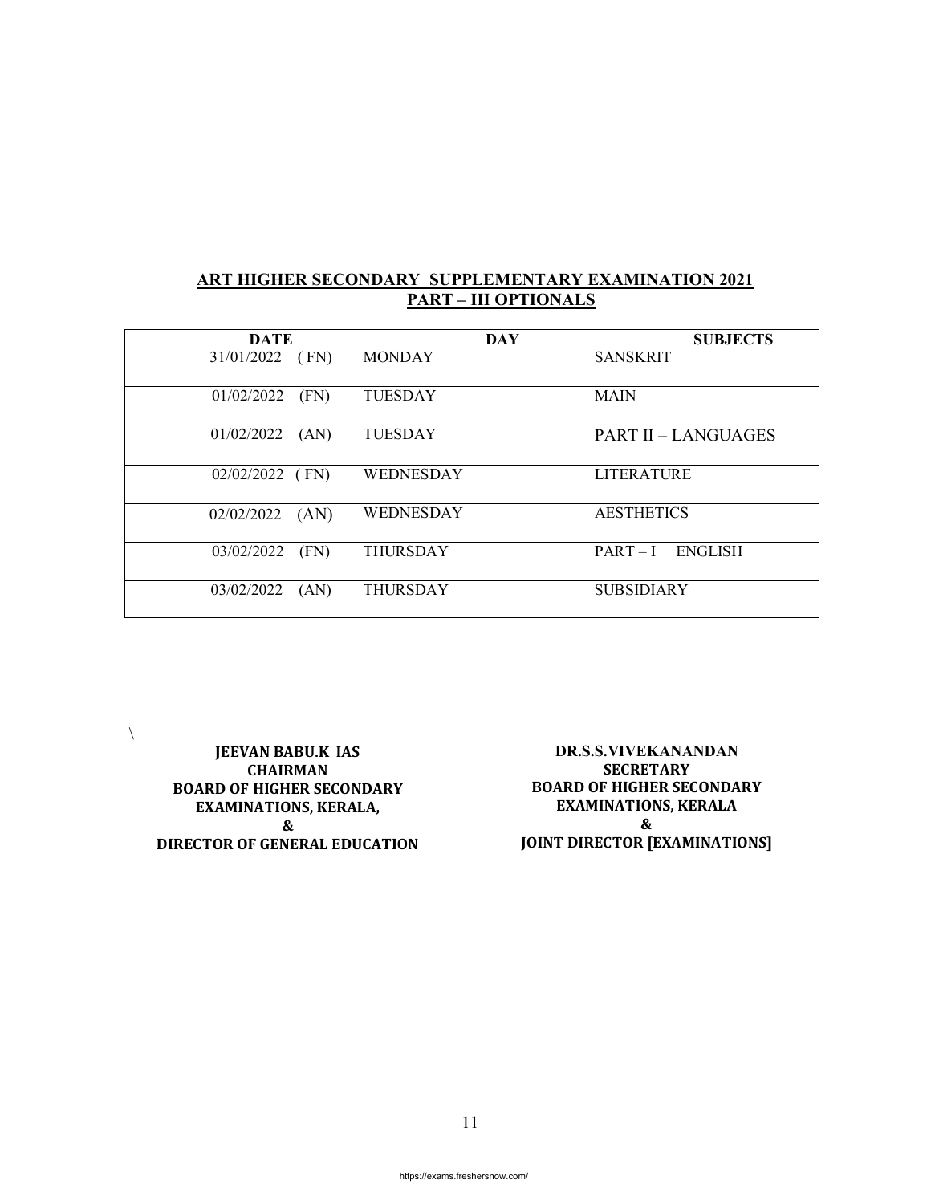## ART HIGHER SECONDARY SUPPLEMENTARY EXAMINATION 2021
## PART – III OPTIONALS

| DATE | DAY | SUBJECTS |
|---|---|---|
| 31/01/2022 ( FN) | MONDAY | SANSKRIT |
| 01/02/2022 (FN) | TUESDAY | MAIN |
| 01/02/2022 (AN) | TUESDAY | PART II – LANGUAGES |
| 02/02/2022 ( FN) | WEDNESDAY | LITERATURE |
| 02/02/2022 (AN) | WEDNESDAY | AESTHETICS |
| 03/02/2022 (FN) | THURSDAY | PART – I ENGLISH |
| 03/02/2022 (AN) | THURSDAY | SUBSIDIARY |

\

**JEEVAN BABU.K IAS**
**CHAIRMAN**
**BOARD OF HIGHER SECONDARY EXAMINATIONS, KERALA,**
**&**
**DIRECTOR OF GENERAL EDUCATION**

**DR.S.S.VIVEKANANDAN**
**SECRETARY**
**BOARD OF HIGHER SECONDARY EXAMINATIONS, KERALA**
**&**
**JOINT DIRECTOR [EXAMINATIONS]**